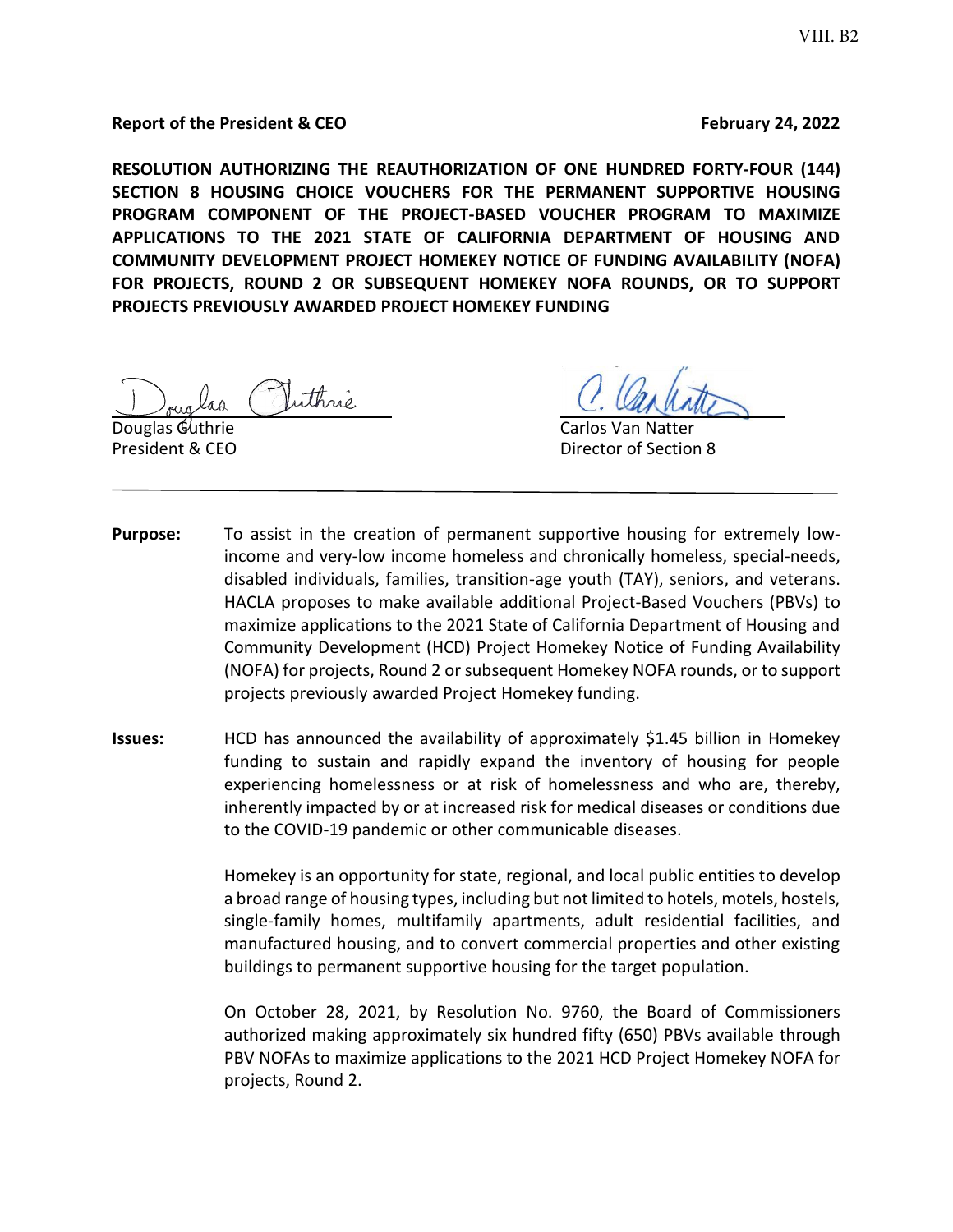VIII. B2

**Report of the President & CEO** **February 24, 2022**

**RESOLUTION AUTHORIZING THE REAUTHORIZATION OF ONE HUNDRED FORTY-FOUR (144) SECTION 8 HOUSING CHOICE VOUCHERS FOR THE PERMANENT SUPPORTIVE HOUSING PROGRAM COMPONENT OF THE PROJECT-BASED VOUCHER PROGRAM TO MAXIMIZE APPLICATIONS TO THE 2021 STATE OF CALIFORNIA DEPARTMENT OF HOUSING AND COMMUNITY DEVELOPMENT PROJECT HOMEKEY NOTICE OF FUNDING AVAILABILITY (NOFA) FOR PROJECTS, ROUND 2 OR SUBSEQUENT HOMEKEY NOFA ROUNDS, OR TO SUPPORT PROJECTS PREVIOUSLY AWARDED PROJECT HOMEKEY FUNDING**

Douglas Guthrie
President & CEO

Carlos Van Natter
Director of Section 8

---

**Purpose:** To assist in the creation of permanent supportive housing for extremely low-income and very-low income homeless and chronically homeless, special-needs, disabled individuals, families, transition-age youth (TAY), seniors, and veterans. HACLA proposes to make available additional Project-Based Vouchers (PBVs) to maximize applications to the 2021 State of California Department of Housing and Community Development (HCD) Project Homekey Notice of Funding Availability (NOFA) for projects, Round 2 or subsequent Homekey NOFA rounds, or to support projects previously awarded Project Homekey funding.

**Issues:** HCD has announced the availability of approximately $1.45 billion in Homekey funding to sustain and rapidly expand the inventory of housing for people experiencing homelessness or at risk of homelessness and who are, thereby, inherently impacted by or at increased risk for medical diseases or conditions due to the COVID-19 pandemic or other communicable diseases.

Homekey is an opportunity for state, regional, and local public entities to develop a broad range of housing types, including but not limited to hotels, motels, hostels, single-family homes, multifamily apartments, adult residential facilities, and manufactured housing, and to convert commercial properties and other existing buildings to permanent supportive housing for the target population.

On October 28, 2021, by Resolution No. 9760, the Board of Commissioners authorized making approximately six hundred fifty (650) PBVs available through PBV NOFAs to maximize applications to the 2021 HCD Project Homekey NOFA for projects, Round 2.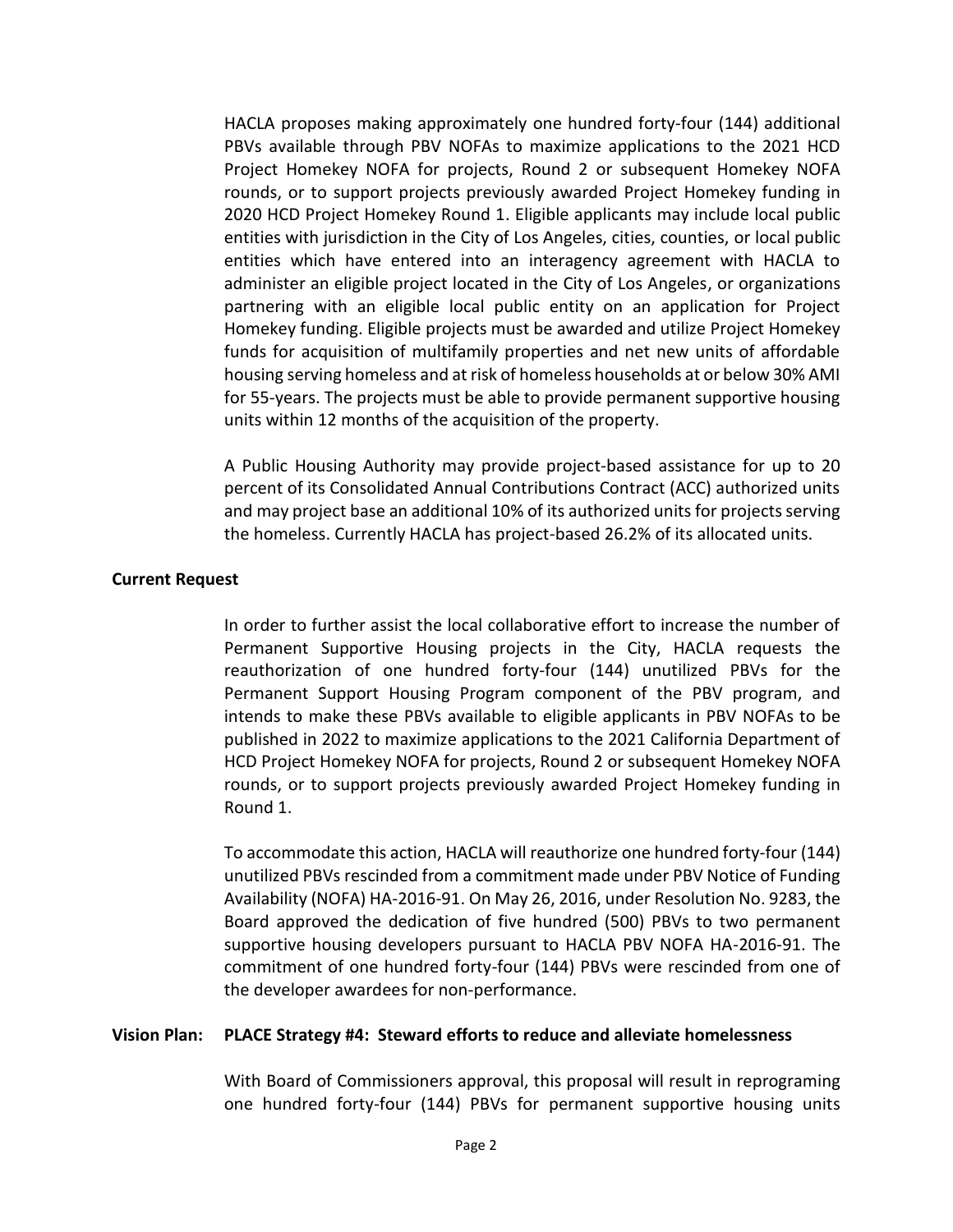HACLA proposes making approximately one hundred forty-four (144) additional PBVs available through PBV NOFAs to maximize applications to the 2021 HCD Project Homekey NOFA for projects, Round 2 or subsequent Homekey NOFA rounds, or to support projects previously awarded Project Homekey funding in 2020 HCD Project Homekey Round 1. Eligible applicants may include local public entities with jurisdiction in the City of Los Angeles, cities, counties, or local public entities which have entered into an interagency agreement with HACLA to administer an eligible project located in the City of Los Angeles, or organizations partnering with an eligible local public entity on an application for Project Homekey funding. Eligible projects must be awarded and utilize Project Homekey funds for acquisition of multifamily properties and net new units of affordable housing serving homeless and at risk of homeless households at or below 30% AMI for 55-years. The projects must be able to provide permanent supportive housing units within 12 months of the acquisition of the property.

A Public Housing Authority may provide project-based assistance for up to 20 percent of its Consolidated Annual Contributions Contract (ACC) authorized units and may project base an additional 10% of its authorized units for projects serving the homeless. Currently HACLA has project-based 26.2% of its allocated units.

**Current Request**

In order to further assist the local collaborative effort to increase the number of Permanent Supportive Housing projects in the City, HACLA requests the reauthorization of one hundred forty-four (144) unutilized PBVs for the Permanent Support Housing Program component of the PBV program, and intends to make these PBVs available to eligible applicants in PBV NOFAs to be published in 2022 to maximize applications to the 2021 California Department of HCD Project Homekey NOFA for projects, Round 2 or subsequent Homekey NOFA rounds, or to support projects previously awarded Project Homekey funding in Round 1.

To accommodate this action, HACLA will reauthorize one hundred forty-four (144) unutilized PBVs rescinded from a commitment made under PBV Notice of Funding Availability (NOFA) HA-2016-91. On May 26, 2016, under Resolution No. 9283, the Board approved the dedication of five hundred (500) PBVs to two permanent supportive housing developers pursuant to HACLA PBV NOFA HA-2016-91. The commitment of one hundred forty-four (144) PBVs were rescinded from one of the developer awardees for non-performance.

**Vision Plan: PLACE Strategy #4: Steward efforts to reduce and alleviate homelessness**

With Board of Commissioners approval, this proposal will result in reprograming one hundred forty-four (144) PBVs for permanent supportive housing units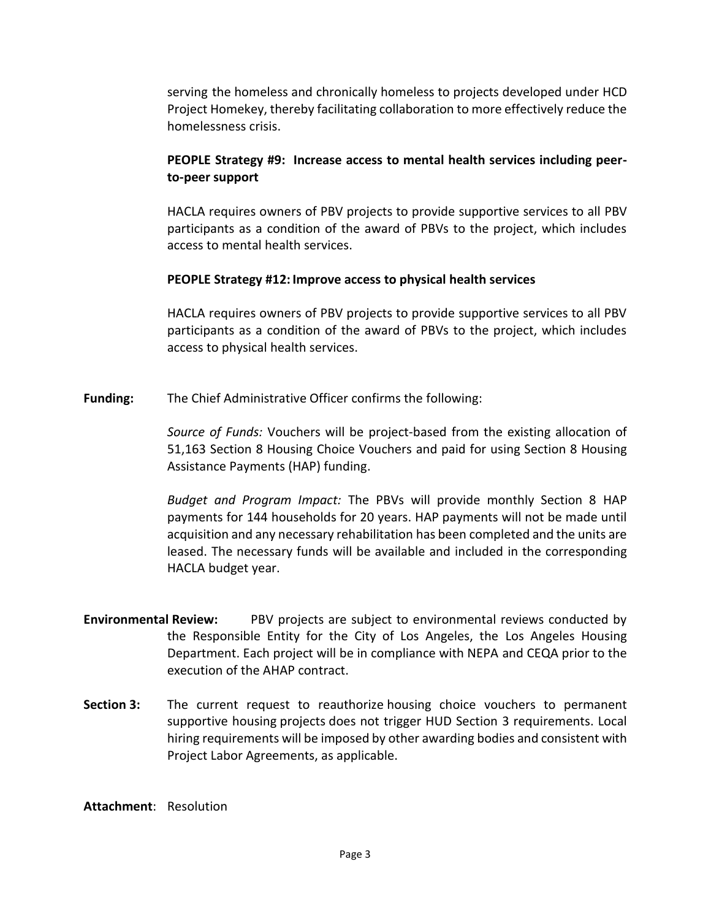serving the homeless and chronically homeless to projects developed under HCD Project Homekey, thereby facilitating collaboration to more effectively reduce the homelessness crisis.

**PEOPLE Strategy #9: Increase access to mental health services including peer-to-peer support**

HACLA requires owners of PBV projects to provide supportive services to all PBV participants as a condition of the award of PBVs to the project, which includes access to mental health services.

**PEOPLE Strategy #12: Improve access to physical health services**

HACLA requires owners of PBV projects to provide supportive services to all PBV participants as a condition of the award of PBVs to the project, which includes access to physical health services.

**Funding:** The Chief Administrative Officer confirms the following:

*Source of Funds:* Vouchers will be project-based from the existing allocation of 51,163 Section 8 Housing Choice Vouchers and paid for using Section 8 Housing Assistance Payments (HAP) funding.

*Budget and Program Impact:* The PBVs will provide monthly Section 8 HAP payments for 144 households for 20 years. HAP payments will not be made until acquisition and any necessary rehabilitation has been completed and the units are leased. The necessary funds will be available and included in the corresponding HACLA budget year.

**Environmental Review:** PBV projects are subject to environmental reviews conducted by the Responsible Entity for the City of Los Angeles, the Los Angeles Housing Department. Each project will be in compliance with NEPA and CEQA prior to the execution of the AHAP contract.

**Section 3:** The current request to reauthorize housing choice vouchers to permanent supportive housing projects does not trigger HUD Section 3 requirements. Local hiring requirements will be imposed by other awarding bodies and consistent with Project Labor Agreements, as applicable.

**Attachment**: Resolution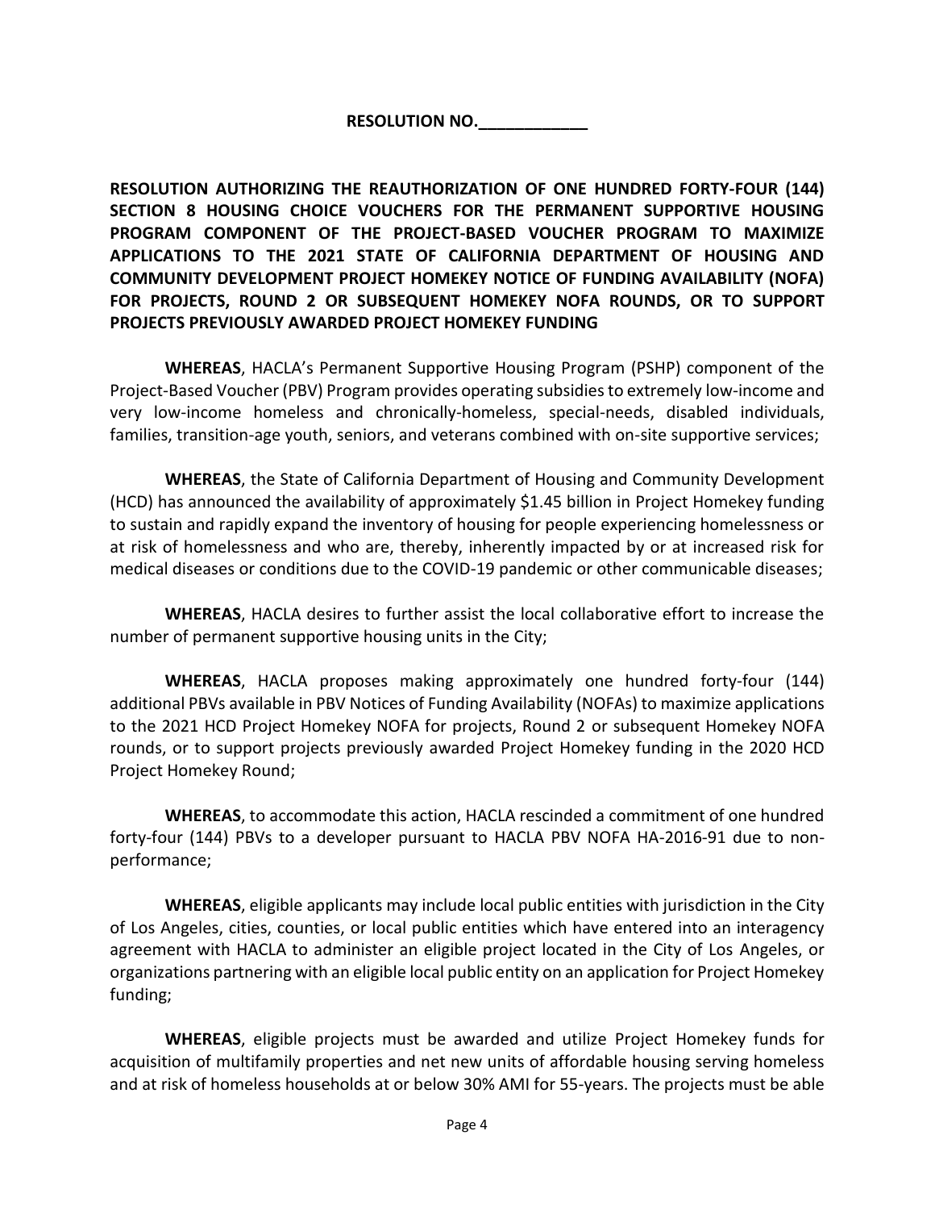**RESOLUTION NO.____________**

**RESOLUTION AUTHORIZING THE REAUTHORIZATION OF ONE HUNDRED FORTY-FOUR (144) SECTION 8 HOUSING CHOICE VOUCHERS FOR THE PERMANENT SUPPORTIVE HOUSING PROGRAM COMPONENT OF THE PROJECT-BASED VOUCHER PROGRAM TO MAXIMIZE APPLICATIONS TO THE 2021 STATE OF CALIFORNIA DEPARTMENT OF HOUSING AND COMMUNITY DEVELOPMENT PROJECT HOMEKEY NOTICE OF FUNDING AVAILABILITY (NOFA) FOR PROJECTS, ROUND 2 OR SUBSEQUENT HOMEKEY NOFA ROUNDS, OR TO SUPPORT PROJECTS PREVIOUSLY AWARDED PROJECT HOMEKEY FUNDING**

**WHEREAS**, HACLA's Permanent Supportive Housing Program (PSHP) component of the Project-Based Voucher (PBV) Program provides operating subsidies to extremely low-income and very low-income homeless and chronically-homeless, special-needs, disabled individuals, families, transition-age youth, seniors, and veterans combined with on-site supportive services;

**WHEREAS**, the State of California Department of Housing and Community Development (HCD) has announced the availability of approximately $1.45 billion in Project Homekey funding to sustain and rapidly expand the inventory of housing for people experiencing homelessness or at risk of homelessness and who are, thereby, inherently impacted by or at increased risk for medical diseases or conditions due to the COVID-19 pandemic or other communicable diseases;

**WHEREAS**, HACLA desires to further assist the local collaborative effort to increase the number of permanent supportive housing units in the City;

**WHEREAS**, HACLA proposes making approximately one hundred forty-four (144) additional PBVs available in PBV Notices of Funding Availability (NOFAs) to maximize applications to the 2021 HCD Project Homekey NOFA for projects, Round 2 or subsequent Homekey NOFA rounds, or to support projects previously awarded Project Homekey funding in the 2020 HCD Project Homekey Round;

**WHEREAS**, to accommodate this action, HACLA rescinded a commitment of one hundred forty-four (144) PBVs to a developer pursuant to HACLA PBV NOFA HA-2016-91 due to non-performance;

**WHEREAS**, eligible applicants may include local public entities with jurisdiction in the City of Los Angeles, cities, counties, or local public entities which have entered into an interagency agreement with HACLA to administer an eligible project located in the City of Los Angeles, or organizations partnering with an eligible local public entity on an application for Project Homekey funding;

**WHEREAS**, eligible projects must be awarded and utilize Project Homekey funds for acquisition of multifamily properties and net new units of affordable housing serving homeless and at risk of homeless households at or below 30% AMI for 55-years. The projects must be able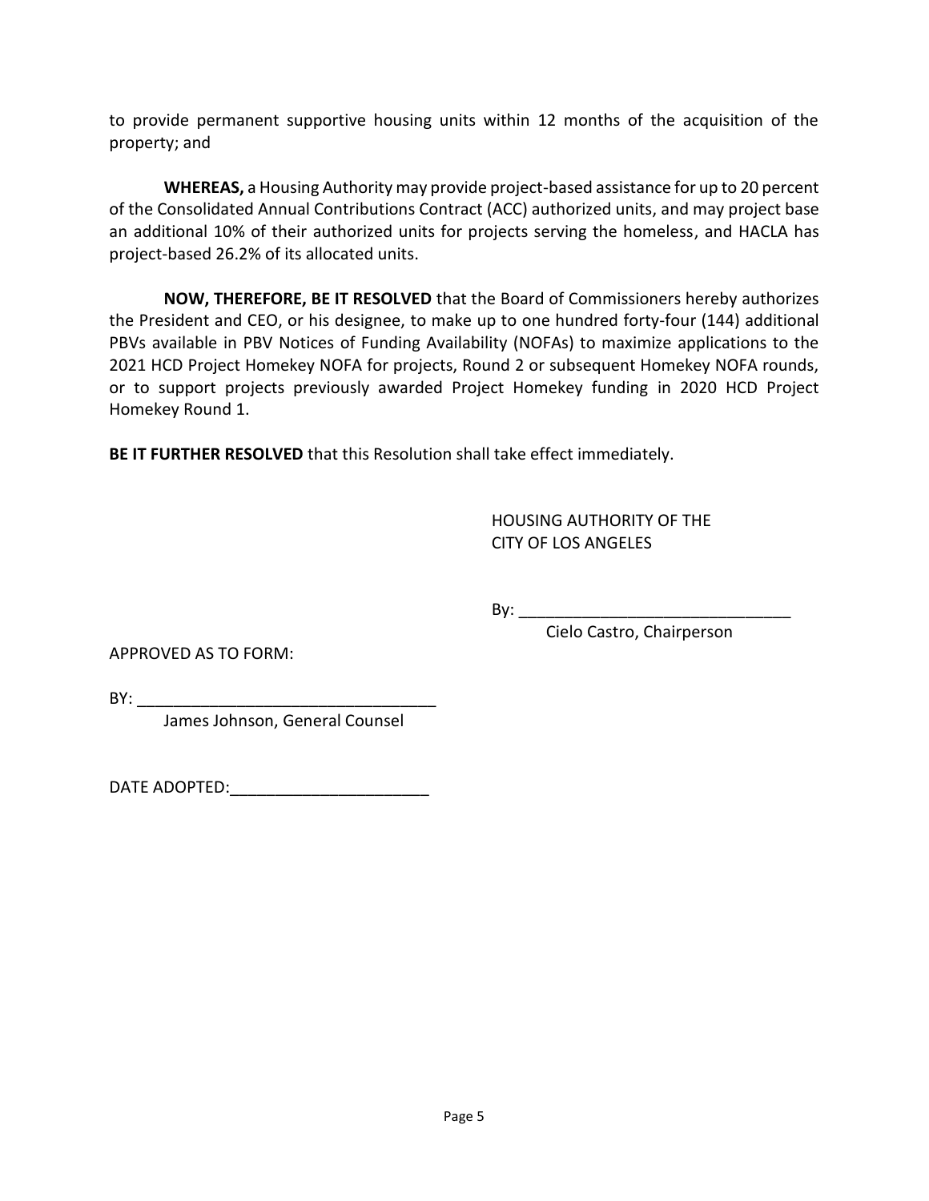to provide permanent supportive housing units within 12 months of the acquisition of the property; and

**WHEREAS,** a Housing Authority may provide project-based assistance for up to 20 percent of the Consolidated Annual Contributions Contract (ACC) authorized units, and may project base an additional 10% of their authorized units for projects serving the homeless, and HACLA has project-based 26.2% of its allocated units.

**NOW, THEREFORE, BE IT RESOLVED** that the Board of Commissioners hereby authorizes the President and CEO, or his designee, to make up to one hundred forty-four (144) additional PBVs available in PBV Notices of Funding Availability (NOFAs) to maximize applications to the 2021 HCD Project Homekey NOFA for projects, Round 2 or subsequent Homekey NOFA rounds, or to support projects previously awarded Project Homekey funding in 2020 HCD Project Homekey Round 1.

**BE IT FURTHER RESOLVED** that this Resolution shall take effect immediately.

HOUSING AUTHORITY OF THE
CITY OF LOS ANGELES

By: ______________________________
Cielo Castro, Chairperson

APPROVED AS TO FORM:

BY: ________________________________
James Johnson, General Counsel

DATE ADOPTED:_____________________